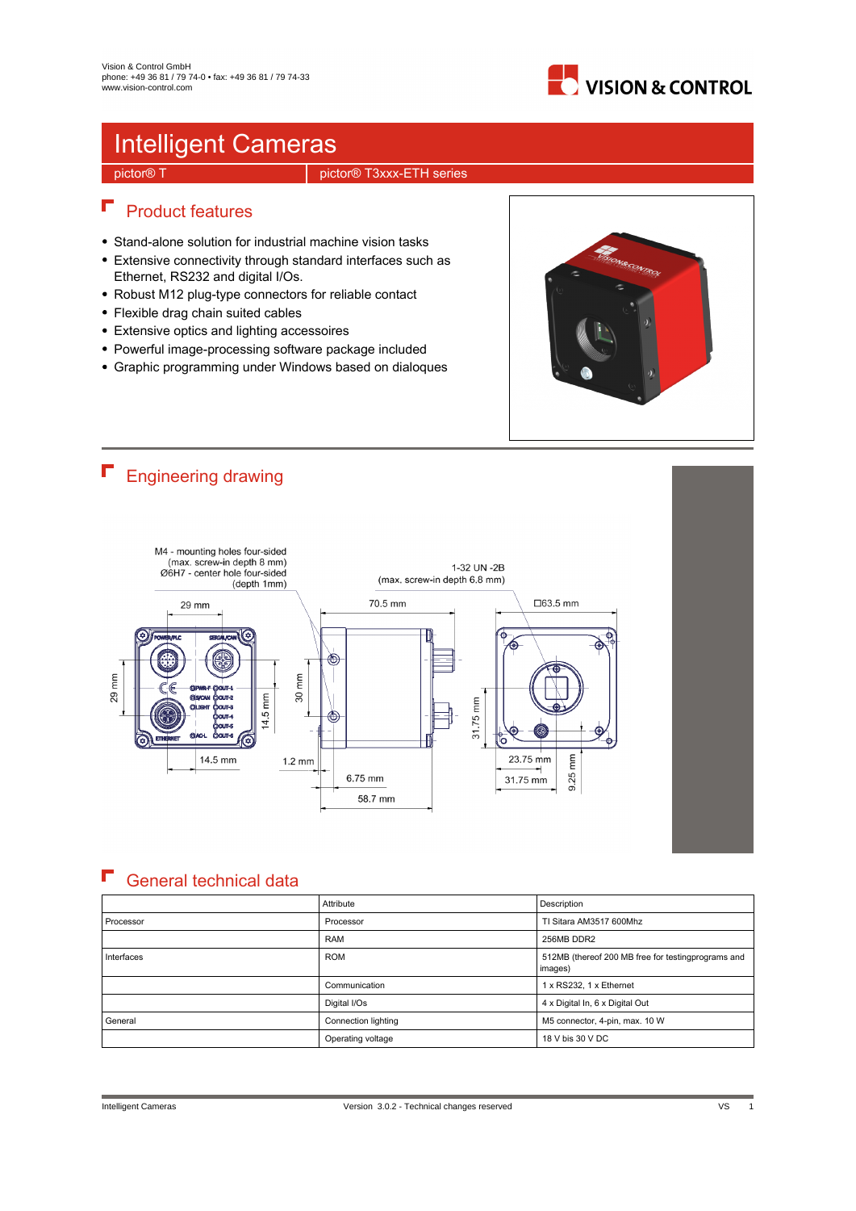Vision & Control GmbH
phone: +49 36 81 / 79 74-0 • fax: +49 36 81 / 79 74-33
www.vision-control.com

# Intelligent Cameras

pictor® T | pictor® T3xxx-ETH series

## Product features

- Stand-alone solution for industrial machine vision tasks
- Extensive connectivity through standard interfaces such as Ethernet, RS232 and digital I/Os.
- Robust M12 plug-type connectors for reliable contact
- Flexible drag chain suited cables
- Extensive optics and lighting accessoires
- Powerful image-processing software package included
- Graphic programming under Windows based on dialoques

## Engineering drawing

M4 - mounting holes four-sided (max. screw-in depth 8 mm)
Ø6H7 - center hole four-sided (depth 1mm)

1-32 UN -2B (max. screw-in depth 6.8 mm)

29 mm, 70.5 mm, □63.5 mm, 29 mm, 14.5 mm, 30 mm, 31.75 mm, 14.5 mm, 1.2 mm, 6.75 mm, 58.7 mm, 23.75 mm, 31.75 mm, 9.25 mm

## General technical data

| | Attribute | Description |
|---|---|---|
| Processor | Processor | TI Sitara AM3517 600Mhz |
| | RAM | 256MB DDR2 |
| Interfaces | ROM | 512MB (thereof 200 MB free for testingprograms and images) |
| | Communication | 1 x RS232, 1 x Ethernet |
| | Digital I/Os | 4 x Digital In, 6 x Digital Out |
| General | Connection lighting | M5 connector, 4-pin, max. 10 W |
| | Operating voltage | 18 V bis 30 V DC |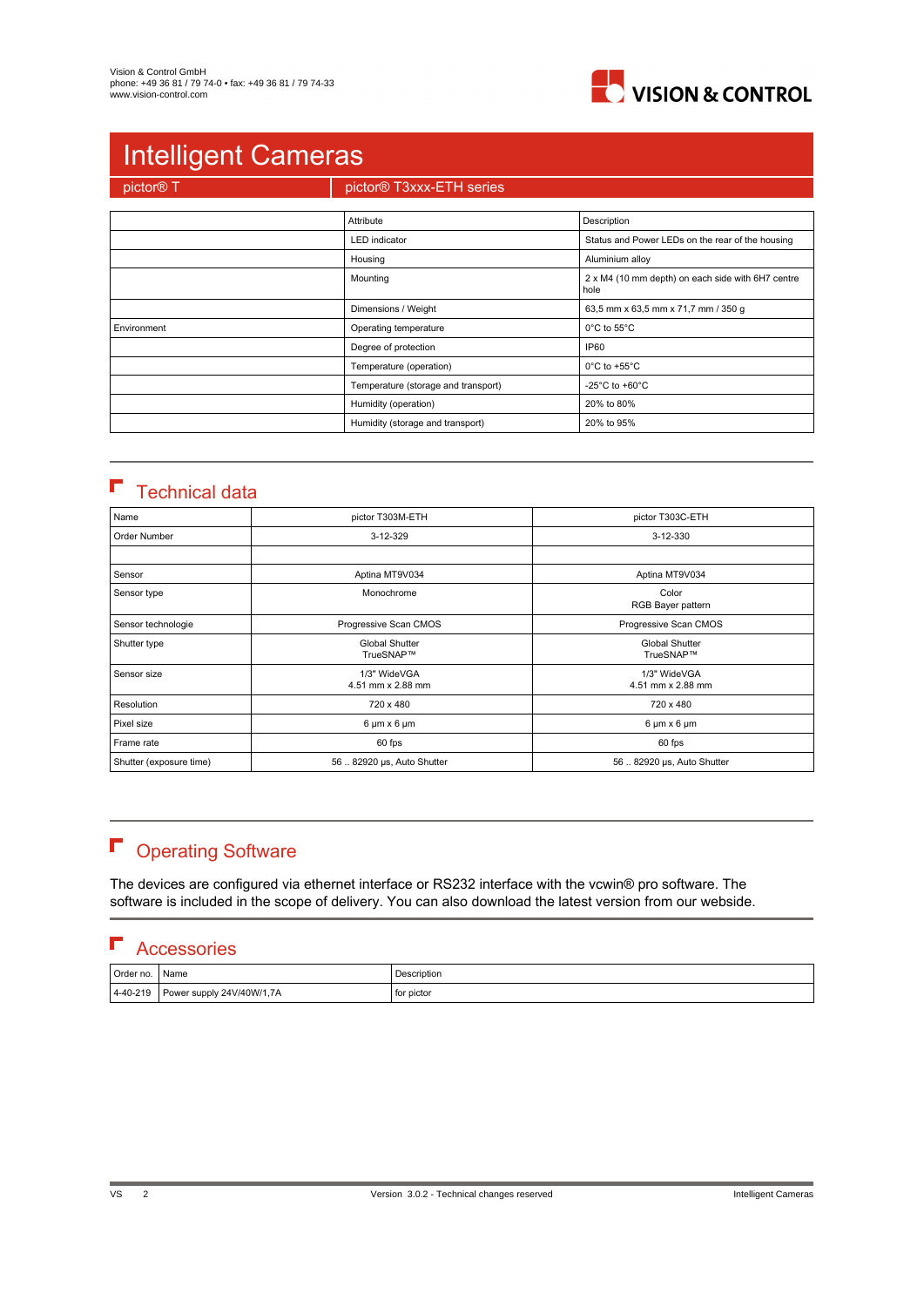Vision & Control GmbH
phone: +49 36 81 / 79 74-0 • fax: +49 36 81 / 79 74-33
www.vision-control.com

# Intelligent Cameras

pictor® T | pictor® T3xxx-ETH series

| | Attribute | Description |
|---|---|---|
| | LED indicator | Status and Power LEDs on the rear of the housing |
| | Housing | Aluminium alloy |
| | Mounting | 2 x M4 (10 mm depth) on each side with 6H7 centre hole |
| | Dimensions / Weight | 63,5 mm x 63,5 mm x 71,7 mm / 350 g |
| Environment | Operating temperature | 0°C to 55°C |
| | Degree of protection | IP60 |
| | Temperature (operation) | 0°C to +55°C |
| | Temperature (storage and transport) | -25°C to +60°C |
| | Humidity (operation) | 20% to 80% |
| | Humidity (storage and transport) | 20% to 95% |

## Technical data

| Name | pictor T303M-ETH | pictor T303C-ETH |
|---|---|---|
| Order Number | 3-12-329 | 3-12-330 |
| | | |
| Sensor | Aptina MT9V034 | Aptina MT9V034 |
| Sensor type | Monochrome | Color<br>RGB Bayer pattern |
| Sensor technologie | Progressive Scan CMOS | Progressive Scan CMOS |
| Shutter type | Global Shutter<br>TrueSNAP™ | Global Shutter<br>TrueSNAP™ |
| Sensor size | 1/3" WideVGA<br>4.51 mm x 2.88 mm | 1/3" WideVGA<br>4.51 mm x 2.88 mm |
| Resolution | 720 x 480 | 720 x 480 |
| Pixel size | 6 µm x 6 µm | 6 µm x 6 µm |
| Frame rate | 60 fps | 60 fps |
| Shutter (exposure time) | 56 .. 82920 µs, Auto Shutter | 56 .. 82920 µs, Auto Shutter |

## Operating Software

The devices are configured via ethernet interface or RS232 interface with the vcwin® pro software. The software is included in the scope of delivery. You can also download the latest version from our webside.

## Accessories

| Order no. | Name | Description |
|---|---|---|
| 4-40-219 | Power supply 24V/40W/1,7A | for pictor |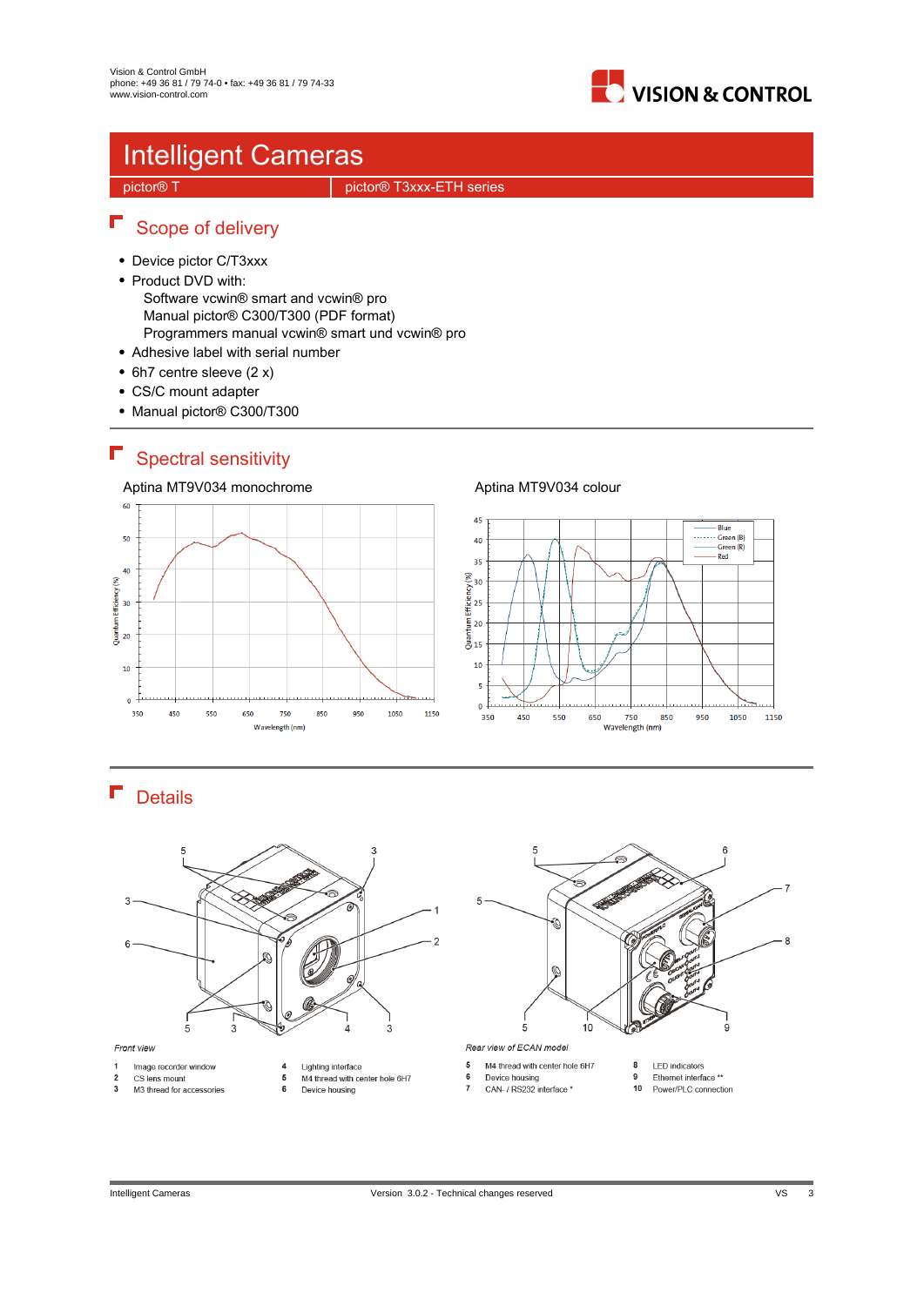# Intelligent Cameras

pictor® T | pictor® T3xxx-ETH series

## Scope of delivery

- Device pictor C/T3xxx
- Product DVD with:
  Software vcwin® smart and vcwin® pro
  Manual pictor® C300/T300 (PDF format)
  Programmers manual vcwin® smart und vcwin® pro
- Adhesive label with serial number
- 6h7 centre sleeve (2 x)
- CS/C mount adapter
- Manual pictor® C300/T300

## Spectral sensitivity

Aptina MT9V034 monochrome

60
50
40
30
20
10
0
Quantum Efficiency (%)
350 450 550 650 750 850 950 1050 1150
Wavelength (nm)

Aptina MT9V034 colour

45
40
35
30
25
20
15
10
5
0
Quantum Efficiency (%)
350 450 550 650 750 850 950 1050 1150
Wavelength (nm)
Blue
Green (B)
Green (R)
Red

## Details

*Front view*

1 Image recorder window
2 CS lens mount
3 M3 thread for accessories
4 Lighting interface
5 M4 thread with center hole 6H7
6 Device housing

*Rear view of ECAN model*

5 M4 thread with center hole 6H7
6 Device housing
7 CAN- / RS232 interface *
8 LED indicators
9 Ethernet interface **
10 Power/PLC connection